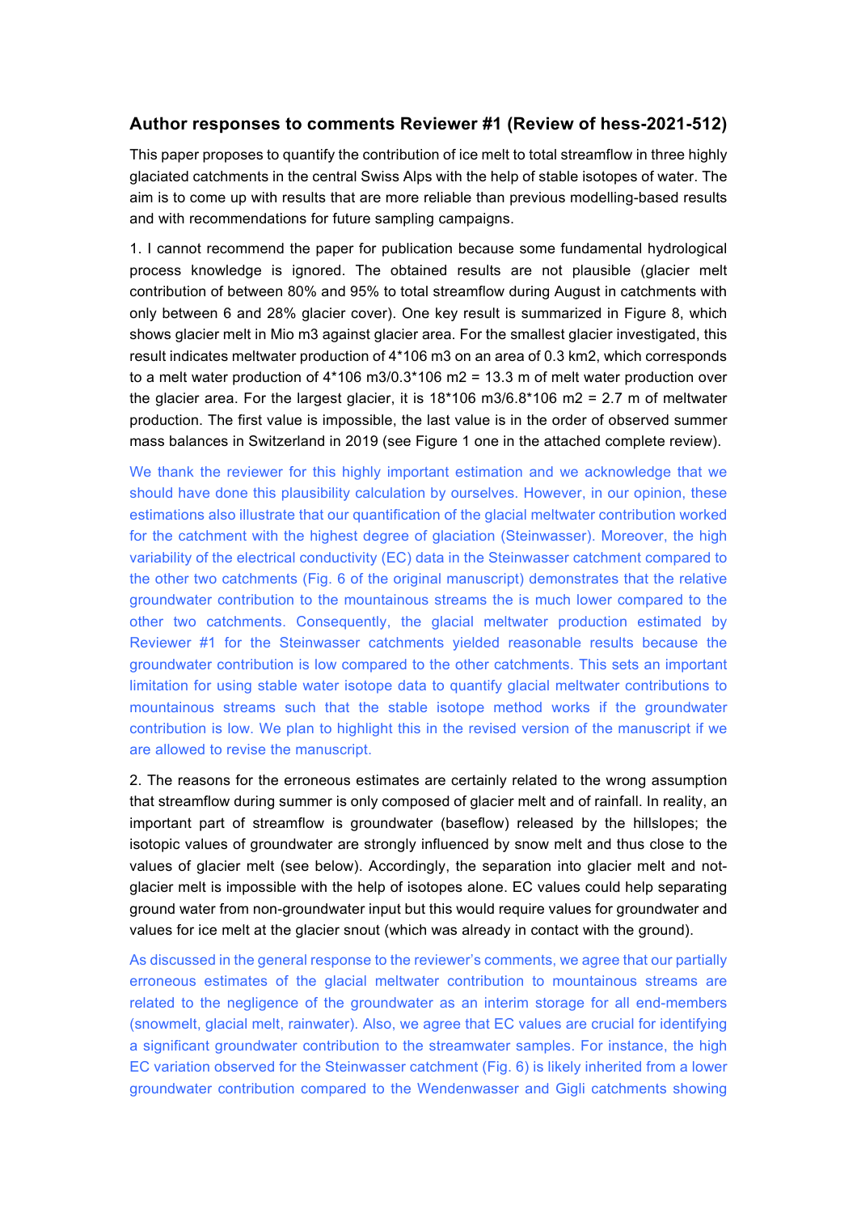## Author responses to comments Reviewer #1 (Review of hess-2021-512)

This paper proposes to quantify the contribution of ice melt to total streamflow in three highly glaciated catchments in the central Swiss Alps with the help of stable isotopes of water. The aim is to come up with results that are more reliable than previous modelling-based results and with recommendations for future sampling campaigns.

1. I cannot recommend the paper for publication because some fundamental hydrological process knowledge is ignored. The obtained results are not plausible (glacier melt contribution of between 80% and 95% to total streamflow during August in catchments with only between 6 and 28% glacier cover). One key result is summarized in Figure 8, which shows glacier melt in Mio m3 against glacier area. For the smallest glacier investigated, this result indicates meltwater production of $4*10^6$ m3 on an area of 0.3 km2, which corresponds to a melt water production of $4*10^6$ m3/$0.3*10^6$ m2 = 13.3 m of melt water production over the glacier area. For the largest glacier, it is $18*10^6$ m3/$6.8*10^6$ m2 = 2.7 m of meltwater production. The first value is impossible, the last value is in the order of observed summer mass balances in Switzerland in 2019 (see Figure 1 one in the attached complete review).

We thank the reviewer for this highly important estimation and we acknowledge that we should have done this plausibility calculation by ourselves. However, in our opinion, these estimations also illustrate that our quantification of the glacial meltwater contribution worked for the catchment with the highest degree of glaciation (Steinwasser). Moreover, the high variability of the electrical conductivity (EC) data in the Steinwasser catchment compared to the other two catchments (Fig. 6 of the original manuscript) demonstrates that the relative groundwater contribution to the mountainous streams the is much lower compared to the other two catchments. Consequently, the glacial meltwater production estimated by Reviewer #1 for the Steinwasser catchments yielded reasonable results because the groundwater contribution is low compared to the other catchments. This sets an important limitation for using stable water isotope data to quantify glacial meltwater contributions to mountainous streams such that the stable isotope method works if the groundwater contribution is low. We plan to highlight this in the revised version of the manuscript if we are allowed to revise the manuscript.

2. The reasons for the erroneous estimates are certainly related to the wrong assumption that streamflow during summer is only composed of glacier melt and of rainfall. In reality, an important part of streamflow is groundwater (baseflow) released by the hillslopes; the isotopic values of groundwater are strongly influenced by snow melt and thus close to the values of glacier melt (see below). Accordingly, the separation into glacier melt and not-glacier melt is impossible with the help of isotopes alone. EC values could help separating ground water from non-groundwater input but this would require values for groundwater and values for ice melt at the glacier snout (which was already in contact with the ground).

As discussed in the general response to the reviewer's comments, we agree that our partially erroneous estimates of the glacial meltwater contribution to mountainous streams are related to the negligence of the groundwater as an interim storage for all end-members (snowmelt, glacial melt, rainwater). Also, we agree that EC values are crucial for identifying a significant groundwater contribution to the streamwater samples. For instance, the high EC variation observed for the Steinwasser catchment (Fig. 6) is likely inherited from a lower groundwater contribution compared to the Wendenwasser and Gigli catchments showing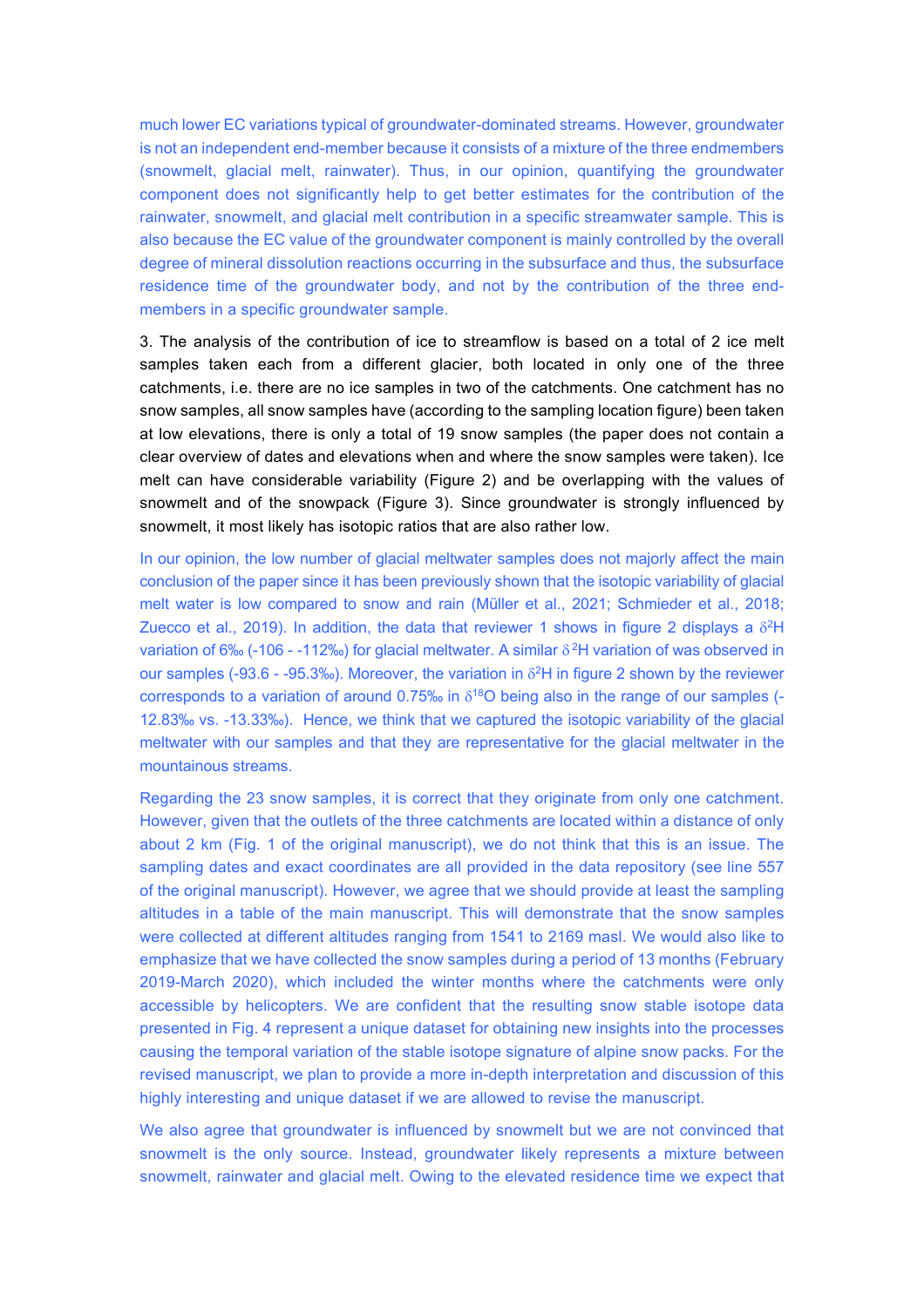much lower EC variations typical of groundwater-dominated streams. However, groundwater is not an independent end-member because it consists of a mixture of the three endmembers (snowmelt, glacial melt, rainwater). Thus, in our opinion, quantifying the groundwater component does not significantly help to get better estimates for the contribution of the rainwater, snowmelt, and glacial melt contribution in a specific streamwater sample. This is also because the EC value of the groundwater component is mainly controlled by the overall degree of mineral dissolution reactions occurring in the subsurface and thus, the subsurface residence time of the groundwater body, and not by the contribution of the three end-members in a specific groundwater sample.

3. The analysis of the contribution of ice to streamflow is based on a total of 2 ice melt samples taken each from a different glacier, both located in only one of the three catchments, i.e. there are no ice samples in two of the catchments. One catchment has no snow samples, all snow samples have (according to the sampling location figure) been taken at low elevations, there is only a total of 19 snow samples (the paper does not contain a clear overview of dates and elevations when and where the snow samples were taken). Ice melt can have considerable variability (Figure 2) and be overlapping with the values of snowmelt and of the snowpack (Figure 3). Since groundwater is strongly influenced by snowmelt, it most likely has isotopic ratios that are also rather low.

In our opinion, the low number of glacial meltwater samples does not majorly affect the main conclusion of the paper since it has been previously shown that the isotopic variability of glacial melt water is low compared to snow and rain (Müller et al., 2021; Schmieder et al., 2018; Zuecco et al., 2019). In addition, the data that reviewer 1 shows in figure 2 displays a $\delta^2$H variation of 6‰ (-106 - -112‰) for glacial meltwater. A similar $\delta^2$H variation of was observed in our samples (-93.6 - -95.3‰). Moreover, the variation in $\delta^2$H in figure 2 shown by the reviewer corresponds to a variation of around 0.75‰ in $\delta^{18}$O being also in the range of our samples (-12.83‰ vs. -13.33‰). Hence, we think that we captured the isotopic variability of the glacial meltwater with our samples and that they are representative for the glacial meltwater in the mountainous streams.

Regarding the 23 snow samples, it is correct that they originate from only one catchment. However, given that the outlets of the three catchments are located within a distance of only about 2 km (Fig. 1 of the original manuscript), we do not think that this is an issue. The sampling dates and exact coordinates are all provided in the data repository (see line 557 of the original manuscript). However, we agree that we should provide at least the sampling altitudes in a table of the main manuscript. This will demonstrate that the snow samples were collected at different altitudes ranging from 1541 to 2169 masl. We would also like to emphasize that we have collected the snow samples during a period of 13 months (February 2019-March 2020), which included the winter months where the catchments were only accessible by helicopters. We are confident that the resulting snow stable isotope data presented in Fig. 4 represent a unique dataset for obtaining new insights into the processes causing the temporal variation of the stable isotope signature of alpine snow packs. For the revised manuscript, we plan to provide a more in-depth interpretation and discussion of this highly interesting and unique dataset if we are allowed to revise the manuscript.

We also agree that groundwater is influenced by snowmelt but we are not convinced that snowmelt is the only source. Instead, groundwater likely represents a mixture between snowmelt, rainwater and glacial melt. Owing to the elevated residence time we expect that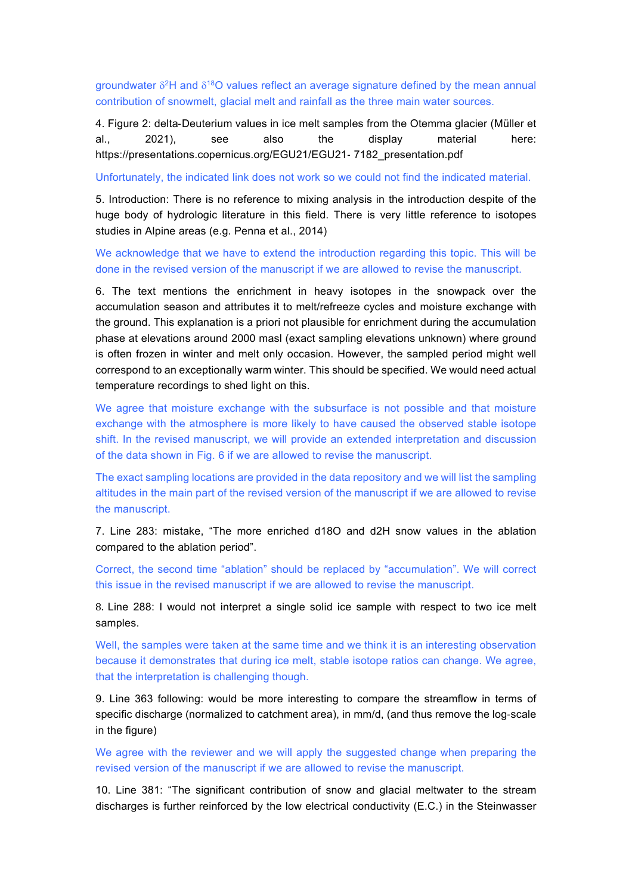groundwater $\delta^2H$ and $\delta^{18}O$ values reflect an average signature defined by the mean annual contribution of snowmelt, glacial melt and rainfall as the three main water sources.

4. Figure 2: delta-Deuterium values in ice melt samples from the Otemma glacier (Müller et al., 2021), see also the display material here: https://presentations.copernicus.org/EGU21/EGU21- 7182_presentation.pdf

Unfortunately, the indicated link does not work so we could not find the indicated material.

5. Introduction: There is no reference to mixing analysis in the introduction despite of the huge body of hydrologic literature in this field. There is very little reference to isotopes studies in Alpine areas (e.g. Penna et al., 2014)

We acknowledge that we have to extend the introduction regarding this topic. This will be done in the revised version of the manuscript if we are allowed to revise the manuscript.

6. The text mentions the enrichment in heavy isotopes in the snowpack over the accumulation season and attributes it to melt/refreeze cycles and moisture exchange with the ground. This explanation is a priori not plausible for enrichment during the accumulation phase at elevations around 2000 masl (exact sampling elevations unknown) where ground is often frozen in winter and melt only occasion. However, the sampled period might well correspond to an exceptionally warm winter. This should be specified. We would need actual temperature recordings to shed light on this.

We agree that moisture exchange with the subsurface is not possible and that moisture exchange with the atmosphere is more likely to have caused the observed stable isotope shift. In the revised manuscript, we will provide an extended interpretation and discussion of the data shown in Fig. 6 if we are allowed to revise the manuscript.

The exact sampling locations are provided in the data repository and we will list the sampling altitudes in the main part of the revised version of the manuscript if we are allowed to revise the manuscript.

7. Line 283: mistake, "The more enriched d18O and d2H snow values in the ablation compared to the ablation period".

Correct, the second time "ablation" should be replaced by "accumulation". We will correct this issue in the revised manuscript if we are allowed to revise the manuscript.

8. Line 288: I would not interpret a single solid ice sample with respect to two ice melt samples.

Well, the samples were taken at the same time and we think it is an interesting observation because it demonstrates that during ice melt, stable isotope ratios can change. We agree, that the interpretation is challenging though.

9. Line 363 following: would be more interesting to compare the streamflow in terms of specific discharge (normalized to catchment area), in mm/d, (and thus remove the log-scale in the figure)

We agree with the reviewer and we will apply the suggested change when preparing the revised version of the manuscript if we are allowed to revise the manuscript.

10. Line 381: "The significant contribution of snow and glacial meltwater to the stream discharges is further reinforced by the low electrical conductivity (E.C.) in the Steinwasser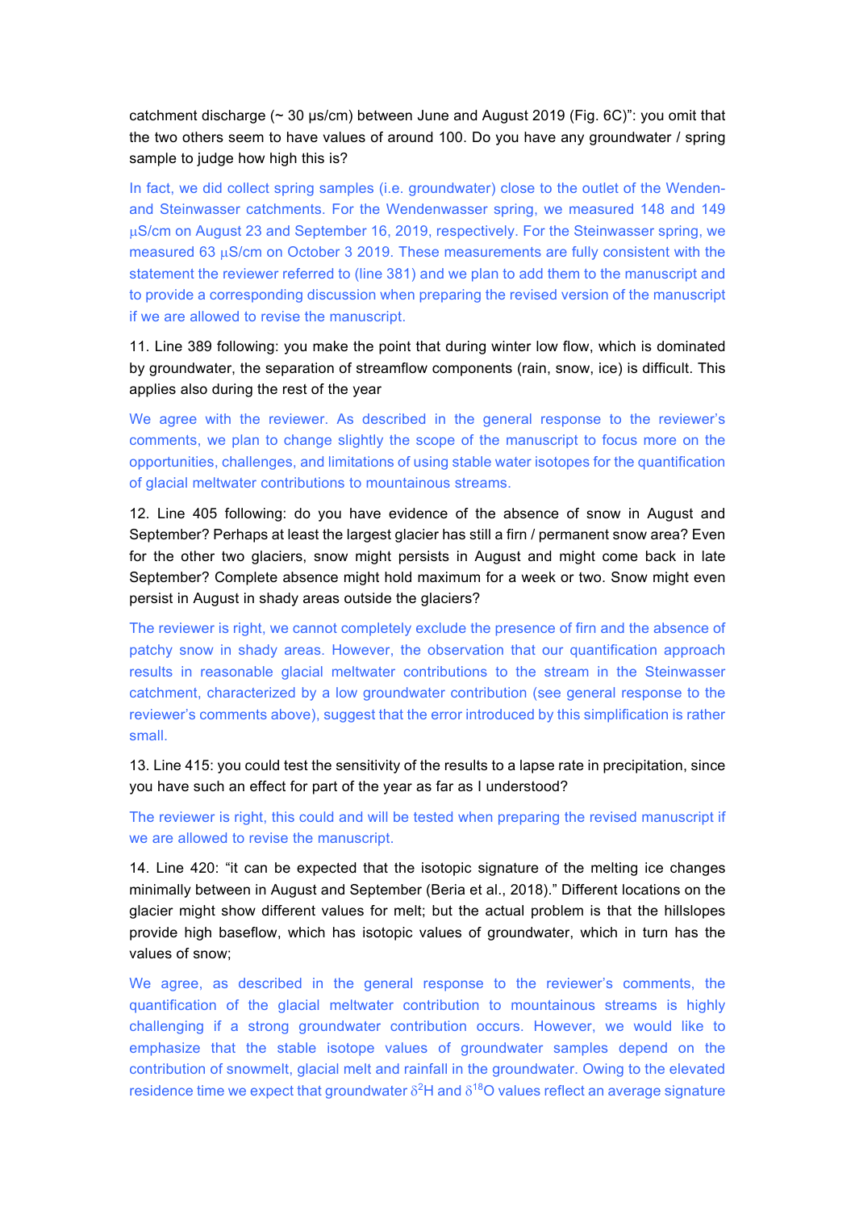catchment discharge (~ 30 µs/cm) between June and August 2019 (Fig. 6C)": you omit that the two others seem to have values of around 100. Do you have any groundwater / spring sample to judge how high this is?

In fact, we did collect spring samples (i.e. groundwater) close to the outlet of the Wenden- and Steinwasser catchments. For the Wendenwasser spring, we measured 148 and 149 µS/cm on August 23 and September 16, 2019, respectively. For the Steinwasser spring, we measured 63 µS/cm on October 3 2019. These measurements are fully consistent with the statement the reviewer referred to (line 381) and we plan to add them to the manuscript and to provide a corresponding discussion when preparing the revised version of the manuscript if we are allowed to revise the manuscript.

11. Line 389 following: you make the point that during winter low flow, which is dominated by groundwater, the separation of streamflow components (rain, snow, ice) is difficult. This applies also during the rest of the year

We agree with the reviewer. As described in the general response to the reviewer's comments, we plan to change slightly the scope of the manuscript to focus more on the opportunities, challenges, and limitations of using stable water isotopes for the quantification of glacial meltwater contributions to mountainous streams.

12. Line 405 following: do you have evidence of the absence of snow in August and September? Perhaps at least the largest glacier has still a firn / permanent snow area? Even for the other two glaciers, snow might persists in August and might come back in late September? Complete absence might hold maximum for a week or two. Snow might even persist in August in shady areas outside the glaciers?

The reviewer is right, we cannot completely exclude the presence of firn and the absence of patchy snow in shady areas. However, the observation that our quantification approach results in reasonable glacial meltwater contributions to the stream in the Steinwasser catchment, characterized by a low groundwater contribution (see general response to the reviewer's comments above), suggest that the error introduced by this simplification is rather small.

13. Line 415: you could test the sensitivity of the results to a lapse rate in precipitation, since you have such an effect for part of the year as far as I understood?

The reviewer is right, this could and will be tested when preparing the revised manuscript if we are allowed to revise the manuscript.

14. Line 420: "it can be expected that the isotopic signature of the melting ice changes minimally between in August and September (Beria et al., 2018)." Different locations on the glacier might show different values for melt; but the actual problem is that the hillslopes provide high baseflow, which has isotopic values of groundwater, which in turn has the values of snow;

We agree, as described in the general response to the reviewer's comments, the quantification of the glacial meltwater contribution to mountainous streams is highly challenging if a strong groundwater contribution occurs. However, we would like to emphasize that the stable isotope values of groundwater samples depend on the contribution of snowmelt, glacial melt and rainfall in the groundwater. Owing to the elevated residence time we expect that groundwater $\delta^{2}$H and $\delta^{18}$O values reflect an average signature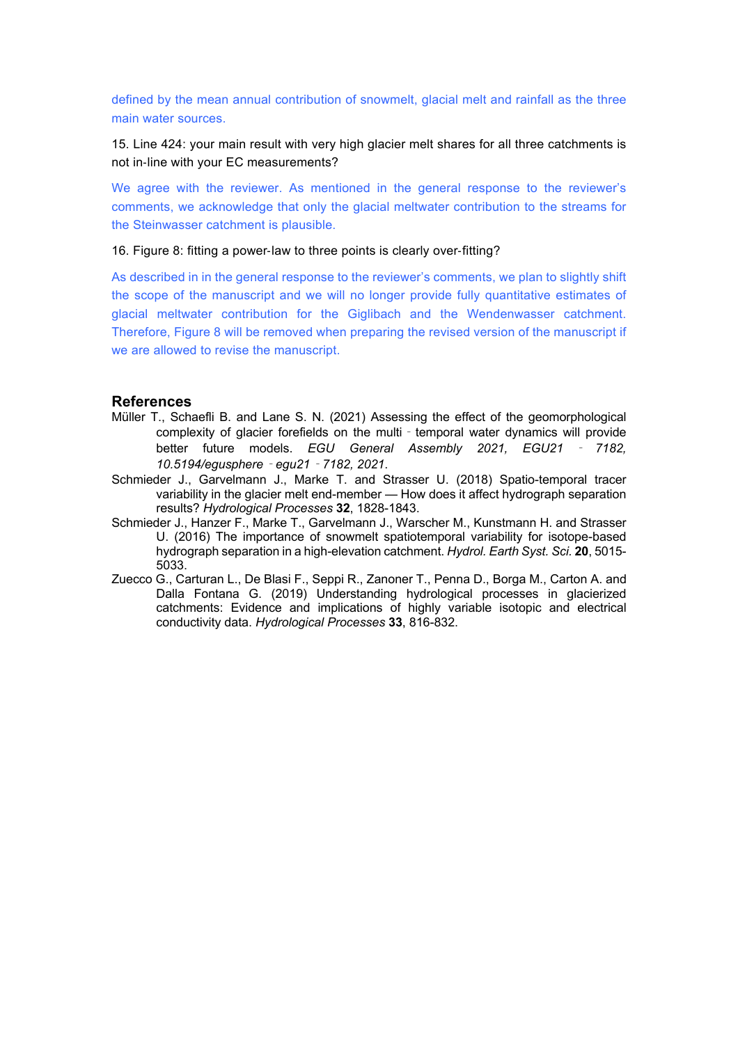defined by the mean annual contribution of snowmelt, glacial melt and rainfall as the three main water sources.

15. Line 424: your main result with very high glacier melt shares for all three catchments is not in-line with your EC measurements?

We agree with the reviewer. As mentioned in the general response to the reviewer's comments, we acknowledge that only the glacial meltwater contribution to the streams for the Steinwasser catchment is plausible.

16. Figure 8: fitting a power-law to three points is clearly over-fitting?

As described in in the general response to the reviewer's comments, we plan to slightly shift the scope of the manuscript and we will no longer provide fully quantitative estimates of glacial meltwater contribution for the Giglibach and the Wendenwasser catchment. Therefore, Figure 8 will be removed when preparing the revised version of the manuscript if we are allowed to revise the manuscript.

## References

Müller T., Schaefli B. and Lane S. N. (2021) Assessing the effect of the geomorphological complexity of glacier forefields on the multi‐temporal water dynamics will provide better future models. *EGU General Assembly 2021, EGU21‐7182, 10.5194/egusphere‐egu21‐7182, 2021*.

Schmieder J., Garvelmann J., Marke T. and Strasser U. (2018) Spatio-temporal tracer variability in the glacier melt end-member — How does it affect hydrograph separation results? *Hydrological Processes* **32**, 1828-1843.

Schmieder J., Hanzer F., Marke T., Garvelmann J., Warscher M., Kunstmann H. and Strasser U. (2016) The importance of snowmelt spatiotemporal variability for isotope-based hydrograph separation in a high-elevation catchment. *Hydrol. Earth Syst. Sci.* **20**, 5015-5033.

Zuecco G., Carturan L., De Blasi F., Seppi R., Zanoner T., Penna D., Borga M., Carton A. and Dalla Fontana G. (2019) Understanding hydrological processes in glacierized catchments: Evidence and implications of highly variable isotopic and electrical conductivity data. *Hydrological Processes* **33**, 816-832.